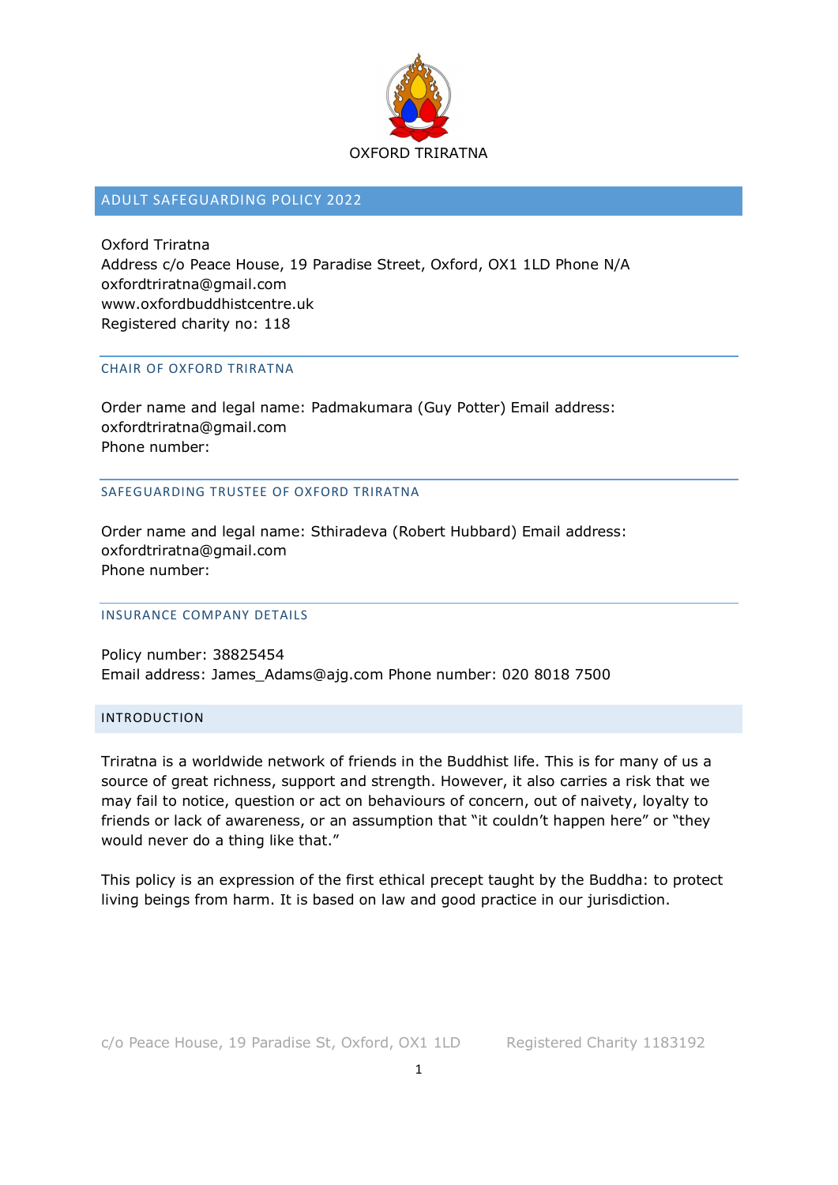OXFORD TRIRATNA

## ADULT SAFEGUARDING POLICY 2022

Oxford Triratna
Address c/o Peace House, 19 Paradise Street, Oxford, OX1 1LD Phone N/A
oxfordtriratna@gmail.com
www.oxfordbuddhistcentre.uk
Registered charity no: 118

### CHAIR OF OXFORD TRIRATNA

Order name and legal name: Padmakumara (Guy Potter) Email address: oxfordtriratna@gmail.com
Phone number:

### SAFEGUARDING TRUSTEE OF OXFORD TRIRATNA

Order name and legal name: Sthiradeva (Robert Hubbard) Email address: oxfordtriratna@gmail.com
Phone number:

### INSURANCE COMPANY DETAILS

Policy number: 38825454
Email address: James_Adams@ajg.com Phone number: 020 8018 7500

## INTRODUCTION

Triratna is a worldwide network of friends in the Buddhist life. This is for many of us a source of great richness, support and strength. However, it also carries a risk that we may fail to notice, question or act on behaviours of concern, out of naivety, loyalty to friends or lack of awareness, or an assumption that "it couldn't happen here" or "they would never do a thing like that."

This policy is an expression of the first ethical precept taught by the Buddha: to protect living beings from harm. It is based on law and good practice in our jurisdiction.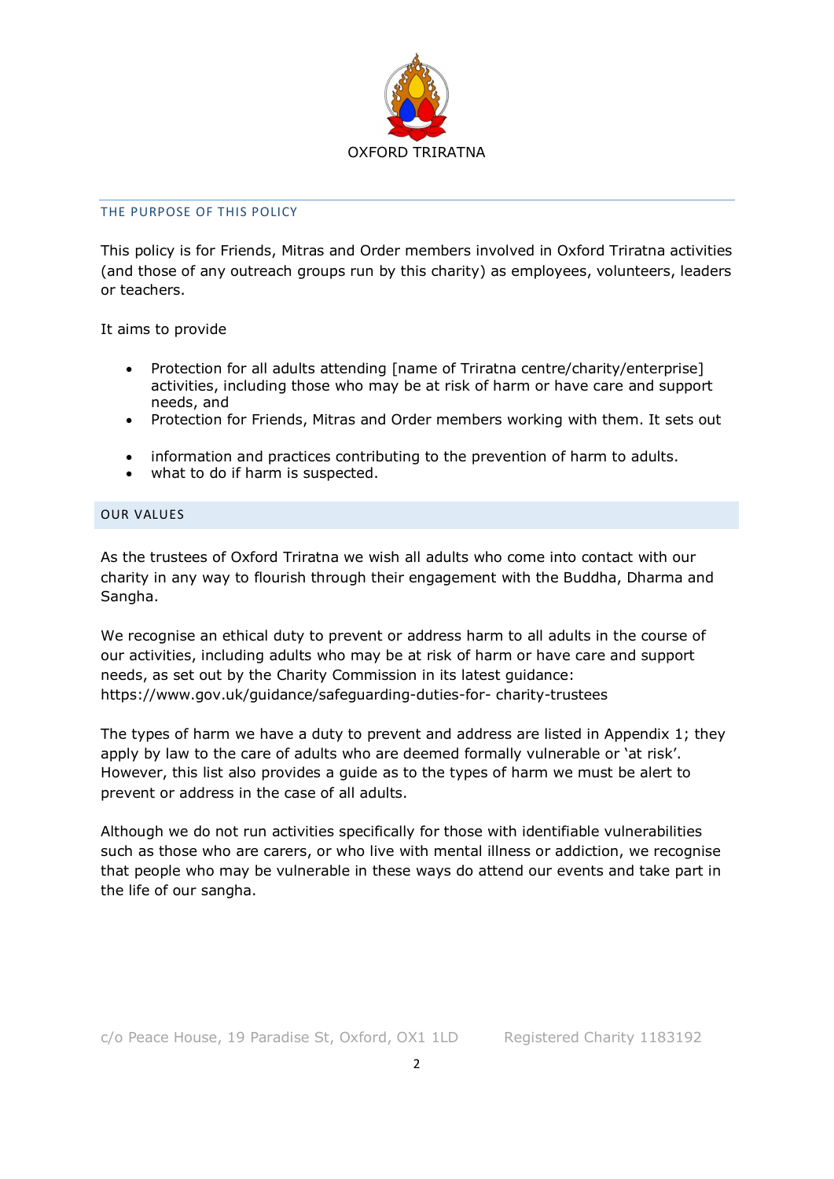OXFORD TRIRATNA

## THE PURPOSE OF THIS POLICY

This policy is for Friends, Mitras and Order members involved in Oxford Triratna activities (and those of any outreach groups run by this charity) as employees, volunteers, leaders or teachers.

It aims to provide

- Protection for all adults attending [name of Triratna centre/charity/enterprise] activities, including those who may be at risk of harm or have care and support needs, and
- Protection for Friends, Mitras and Order members working with them. It sets out

- information and practices contributing to the prevention of harm to adults.
- what to do if harm is suspected.

## OUR VALUES

As the trustees of Oxford Triratna we wish all adults who come into contact with our charity in any way to flourish through their engagement with the Buddha, Dharma and Sangha.

We recognise an ethical duty to prevent or address harm to all adults in the course of our activities, including adults who may be at risk of harm or have care and support needs, as set out by the Charity Commission in its latest guidance: https://www.gov.uk/guidance/safeguarding-duties-for- charity-trustees

The types of harm we have a duty to prevent and address are listed in Appendix 1; they apply by law to the care of adults who are deemed formally vulnerable or 'at risk'. However, this list also provides a guide as to the types of harm we must be alert to prevent or address in the case of all adults.

Although we do not run activities specifically for those with identifiable vulnerabilities such as those who are carers, or who live with mental illness or addiction, we recognise that people who may be vulnerable in these ways do attend our events and take part in the life of our sangha.

c/o Peace House, 19 Paradise St, Oxford, OX1 1LD Registered Charity 1183192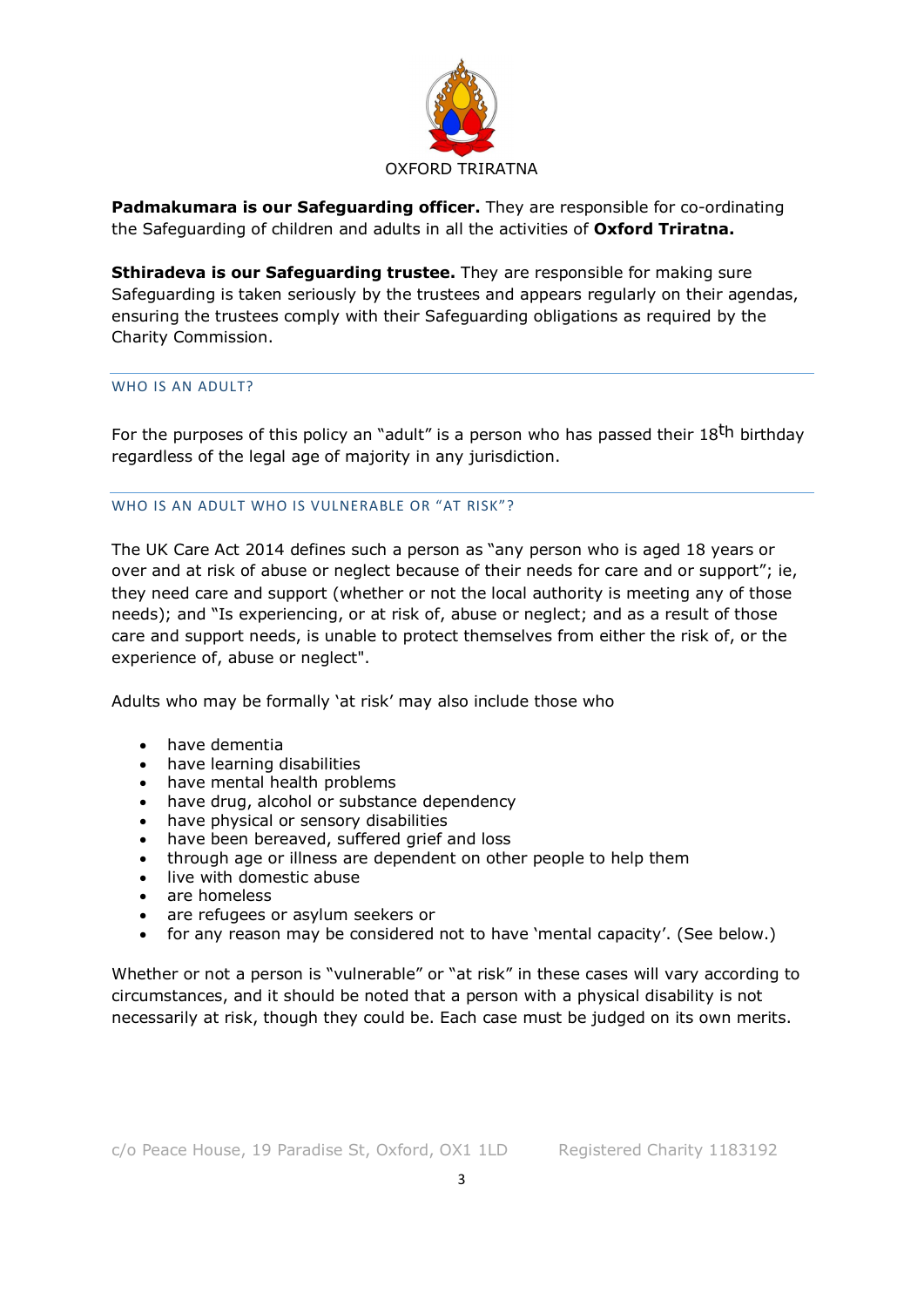OXFORD TRIRATNA

**Padmakumara is our Safeguarding officer.** They are responsible for co-ordinating the Safeguarding of children and adults in all the activities of **Oxford Triratna.**

**Sthiradeva is our Safeguarding trustee.** They are responsible for making sure Safeguarding is taken seriously by the trustees and appears regularly on their agendas, ensuring the trustees comply with their Safeguarding obligations as required by the Charity Commission.

## WHO IS AN ADULT?

For the purposes of this policy an "adult" is a person who has passed their 18th birthday regardless of the legal age of majority in any jurisdiction.

## WHO IS AN ADULT WHO IS VULNERABLE OR "AT RISK"?

The UK Care Act 2014 defines such a person as "any person who is aged 18 years or over and at risk of abuse or neglect because of their needs for care and or support"; ie, they need care and support (whether or not the local authority is meeting any of those needs); and "Is experiencing, or at risk of, abuse or neglect; and as a result of those care and support needs, is unable to protect themselves from either the risk of, or the experience of, abuse or neglect".

Adults who may be formally 'at risk' may also include those who

- have dementia
- have learning disabilities
- have mental health problems
- have drug, alcohol or substance dependency
- have physical or sensory disabilities
- have been bereaved, suffered grief and loss
- through age or illness are dependent on other people to help them
- live with domestic abuse
- are homeless
- are refugees or asylum seekers or
- for any reason may be considered not to have 'mental capacity'. (See below.)

Whether or not a person is "vulnerable" or "at risk" in these cases will vary according to circumstances, and it should be noted that a person with a physical disability is not necessarily at risk, though they could be. Each case must be judged on its own merits.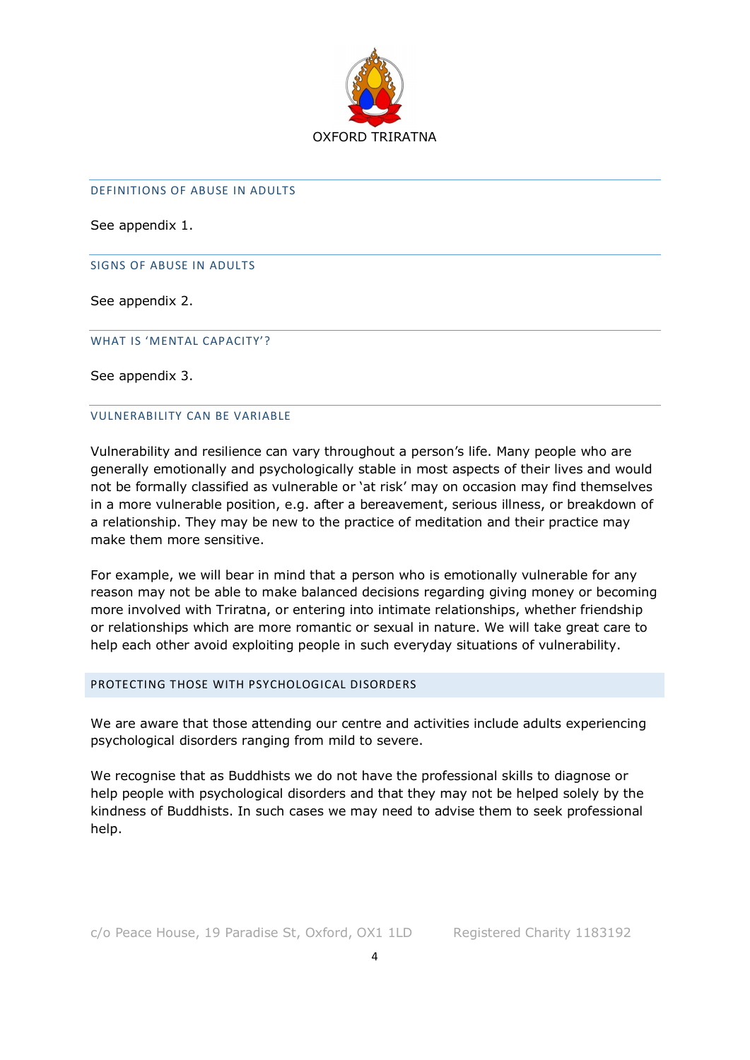## DEFINITIONS OF ABUSE IN ADULTS

See appendix 1.

## SIGNS OF ABUSE IN ADULTS

See appendix 2.

## WHAT IS 'MENTAL CAPACITY'?

See appendix 3.

## VULNERABILITY CAN BE VARIABLE

Vulnerability and resilience can vary throughout a person's life. Many people who are generally emotionally and psychologically stable in most aspects of their lives and would not be formally classified as vulnerable or 'at risk' may on occasion may find themselves in a more vulnerable position, e.g. after a bereavement, serious illness, or breakdown of a relationship. They may be new to the practice of meditation and their practice may make them more sensitive.

For example, we will bear in mind that a person who is emotionally vulnerable for any reason may not be able to make balanced decisions regarding giving money or becoming more involved with Triratna, or entering into intimate relationships, whether friendship or relationships which are more romantic or sexual in nature. We will take great care to help each other avoid exploiting people in such everyday situations of vulnerability.

## PROTECTING THOSE WITH PSYCHOLOGICAL DISORDERS

We are aware that those attending our centre and activities include adults experiencing psychological disorders ranging from mild to severe.

We recognise that as Buddhists we do not have the professional skills to diagnose or help people with psychological disorders and that they may not be helped solely by the kindness of Buddhists. In such cases we may need to advise them to seek professional help.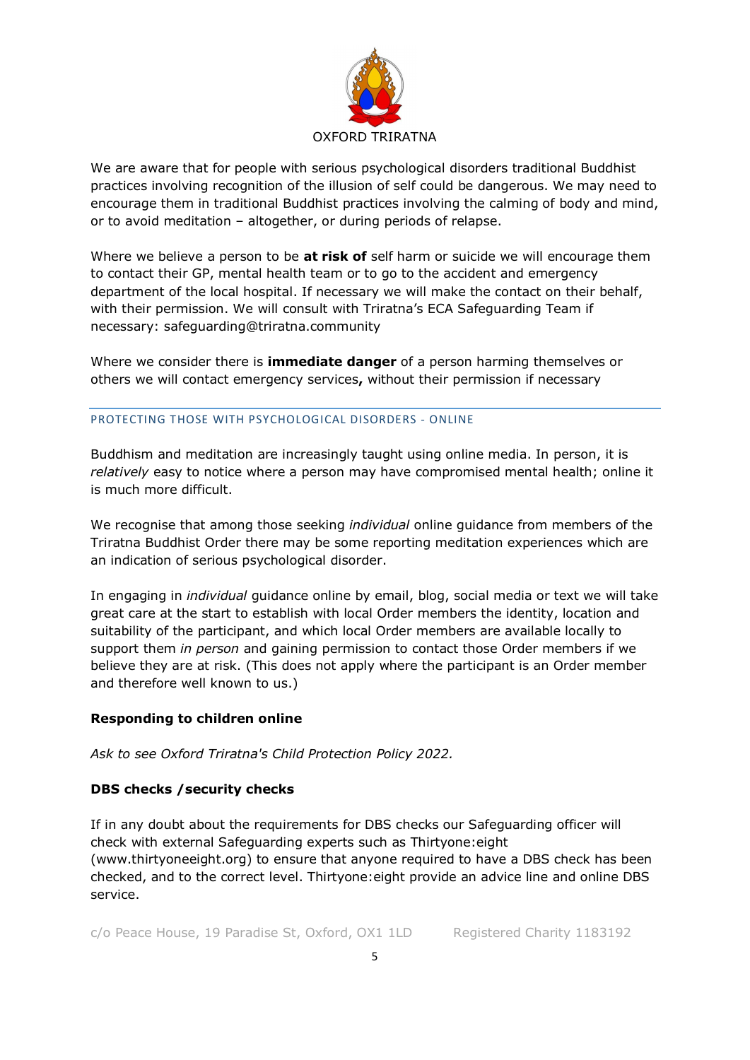We are aware that for people with serious psychological disorders traditional Buddhist practices involving recognition of the illusion of self could be dangerous. We may need to encourage them in traditional Buddhist practices involving the calming of body and mind, or to avoid meditation – altogether, or during periods of relapse.

Where we believe a person to be **at risk of** self harm or suicide we will encourage them to contact their GP, mental health team or to go to the accident and emergency department of the local hospital. If necessary we will make the contact on their behalf, with their permission. We will consult with Triratna's ECA Safeguarding Team if necessary: safeguarding@triratna.community

Where we consider there is **immediate danger** of a person harming themselves or others we will contact emergency services**,** without their permission if necessary

## PROTECTING THOSE WITH PSYCHOLOGICAL DISORDERS - ONLINE

Buddhism and meditation are increasingly taught using online media. In person, it is *relatively* easy to notice where a person may have compromised mental health; online it is much more difficult.

We recognise that among those seeking *individual* online guidance from members of the Triratna Buddhist Order there may be some reporting meditation experiences which are an indication of serious psychological disorder.

In engaging in *individual* guidance online by email, blog, social media or text we will take great care at the start to establish with local Order members the identity, location and suitability of the participant, and which local Order members are available locally to support them *in person* and gaining permission to contact those Order members if we believe they are at risk. (This does not apply where the participant is an Order member and therefore well known to us.)

### Responding to children online

*Ask to see Oxford Triratna's Child Protection Policy 2022.*

### DBS checks /security checks

If in any doubt about the requirements for DBS checks our Safeguarding officer will check with external Safeguarding experts such as Thirtyone:eight (www.thirtyoneeight.org) to ensure that anyone required to have a DBS check has been checked, and to the correct level. Thirtyone:eight provide an advice line and online DBS service.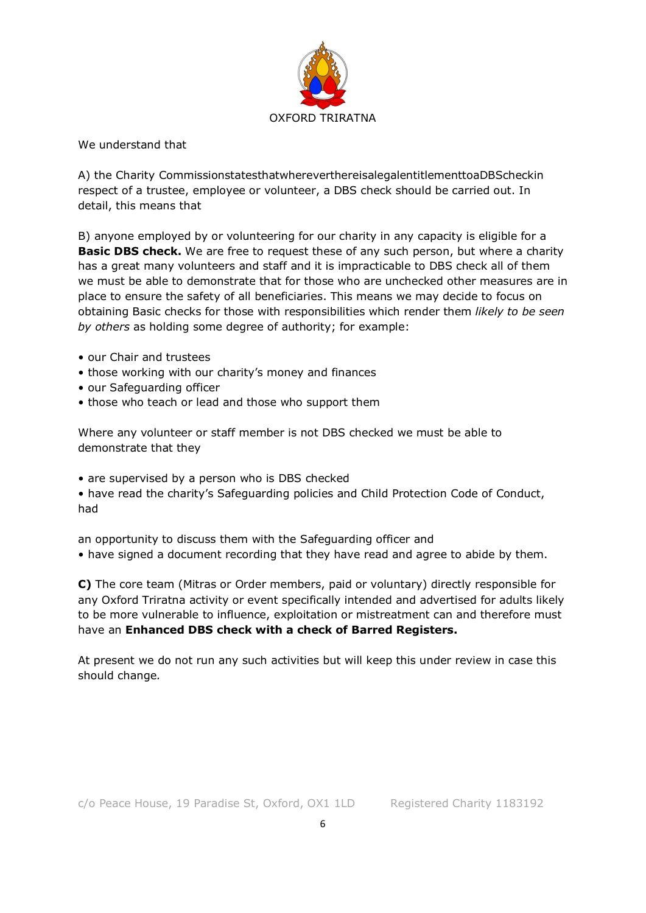OXFORD TRIRATNA

We understand that

A) the Charity CommissionstatesthatwherevertthereisalegalentitlementtoaDBScheckin respect of a trustee, employee or volunteer, a DBS check should be carried out. In detail, this means that

B) anyone employed by or volunteering for our charity in any capacity is eligible for a **Basic DBS check.** We are free to request these of any such person, but where a charity has a great many volunteers and staff and it is impracticable to DBS check all of them we must be able to demonstrate that for those who are unchecked other measures are in place to ensure the safety of all beneficiaries. This means we may decide to focus on obtaining Basic checks for those with responsibilities which render them *likely to be seen by others* as holding some degree of authority; for example:

- our Chair and trustees
- those working with our charity's money and finances
- our Safeguarding officer
- those who teach or lead and those who support them

Where any volunteer or staff member is not DBS checked we must be able to demonstrate that they

- are supervised by a person who is DBS checked
- have read the charity's Safeguarding policies and Child Protection Code of Conduct, had

an opportunity to discuss them with the Safeguarding officer and
- have signed a document recording that they have read and agree to abide by them.

**C)** The core team (Mitras or Order members, paid or voluntary) directly responsible for any Oxford Triratna activity or event specifically intended and advertised for adults likely to be more vulnerable to influence, exploitation or mistreatment can and therefore must have an **Enhanced DBS check with a check of Barred Registers.**

At present we do not run any such activities but will keep this under review in case this should change.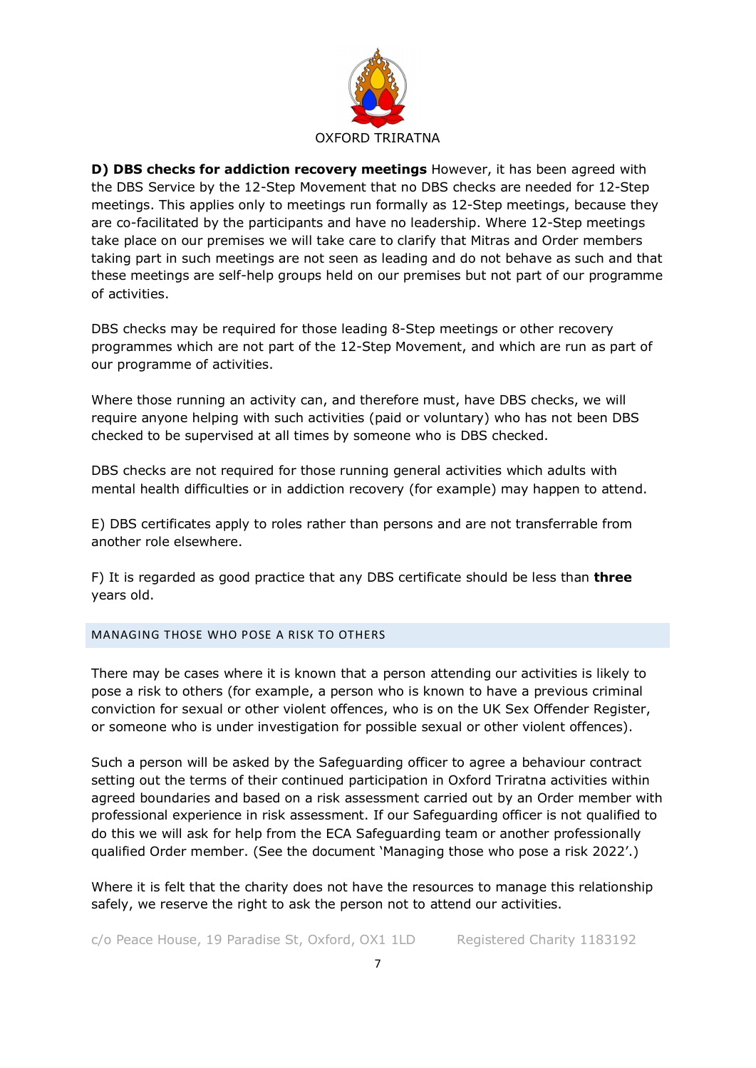**D) DBS checks for addiction recovery meetings** However, it has been agreed with the DBS Service by the 12-Step Movement that no DBS checks are needed for 12-Step meetings. This applies only to meetings run formally as 12-Step meetings, because they are co-facilitated by the participants and have no leadership. Where 12-Step meetings take place on our premises we will take care to clarify that Mitras and Order members taking part in such meetings are not seen as leading and do not behave as such and that these meetings are self-help groups held on our premises but not part of our programme of activities.

DBS checks may be required for those leading 8-Step meetings or other recovery programmes which are not part of the 12-Step Movement, and which are run as part of our programme of activities.

Where those running an activity can, and therefore must, have DBS checks, we will require anyone helping with such activities (paid or voluntary) who has not been DBS checked to be supervised at all times by someone who is DBS checked.

DBS checks are not required for those running general activities which adults with mental health difficulties or in addiction recovery (for example) may happen to attend.

E) DBS certificates apply to roles rather than persons and are not transferrable from another role elsewhere.

F) It is regarded as good practice that any DBS certificate should be less than **three** years old.

## MANAGING THOSE WHO POSE A RISK TO OTHERS

There may be cases where it is known that a person attending our activities is likely to pose a risk to others (for example, a person who is known to have a previous criminal conviction for sexual or other violent offences, who is on the UK Sex Offender Register, or someone who is under investigation for possible sexual or other violent offences).

Such a person will be asked by the Safeguarding officer to agree a behaviour contract setting out the terms of their continued participation in Oxford Triratna activities within agreed boundaries and based on a risk assessment carried out by an Order member with professional experience in risk assessment. If our Safeguarding officer is not qualified to do this we will ask for help from the ECA Safeguarding team or another professionally qualified Order member. (See the document 'Managing those who pose a risk 2022'.)

Where it is felt that the charity does not have the resources to manage this relationship safely, we reserve the right to ask the person not to attend our activities.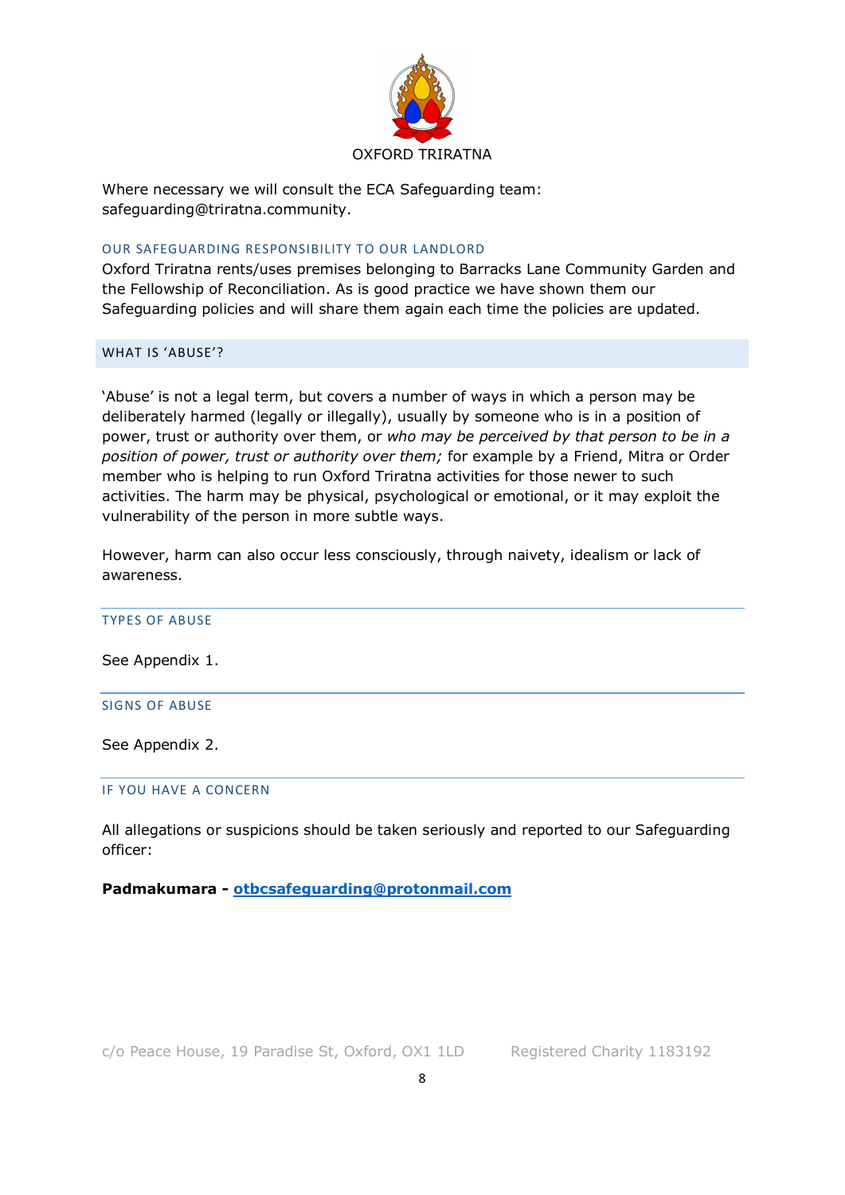Where necessary we will consult the ECA Safeguarding team: safeguarding@triratna.community.

### OUR SAFEGUARDING RESPONSIBILITY TO OUR LANDLORD

Oxford Triratna rents/uses premises belonging to Barracks Lane Community Garden and the Fellowship of Reconciliation. As is good practice we have shown them our Safeguarding policies and will share them again each time the policies are updated.

## WHAT IS 'ABUSE'?

'Abuse' is not a legal term, but covers a number of ways in which a person may be deliberately harmed (legally or illegally), usually by someone who is in a position of power, trust or authority over them, or *who may be perceived by that person to be in a position of power, trust or authority over them;* for example by a Friend, Mitra or Order member who is helping to run Oxford Triratna activities for those newer to such activities. The harm may be physical, psychological or emotional, or it may exploit the vulnerability of the person in more subtle ways.

However, harm can also occur less consciously, through naivety, idealism or lack of awareness.

### TYPES OF ABUSE

See Appendix 1.

### SIGNS OF ABUSE

See Appendix 2.

### IF YOU HAVE A CONCERN

All allegations or suspicions should be taken seriously and reported to our Safeguarding officer:

**Padmakumara - otbcsafeguarding@protonmail.com**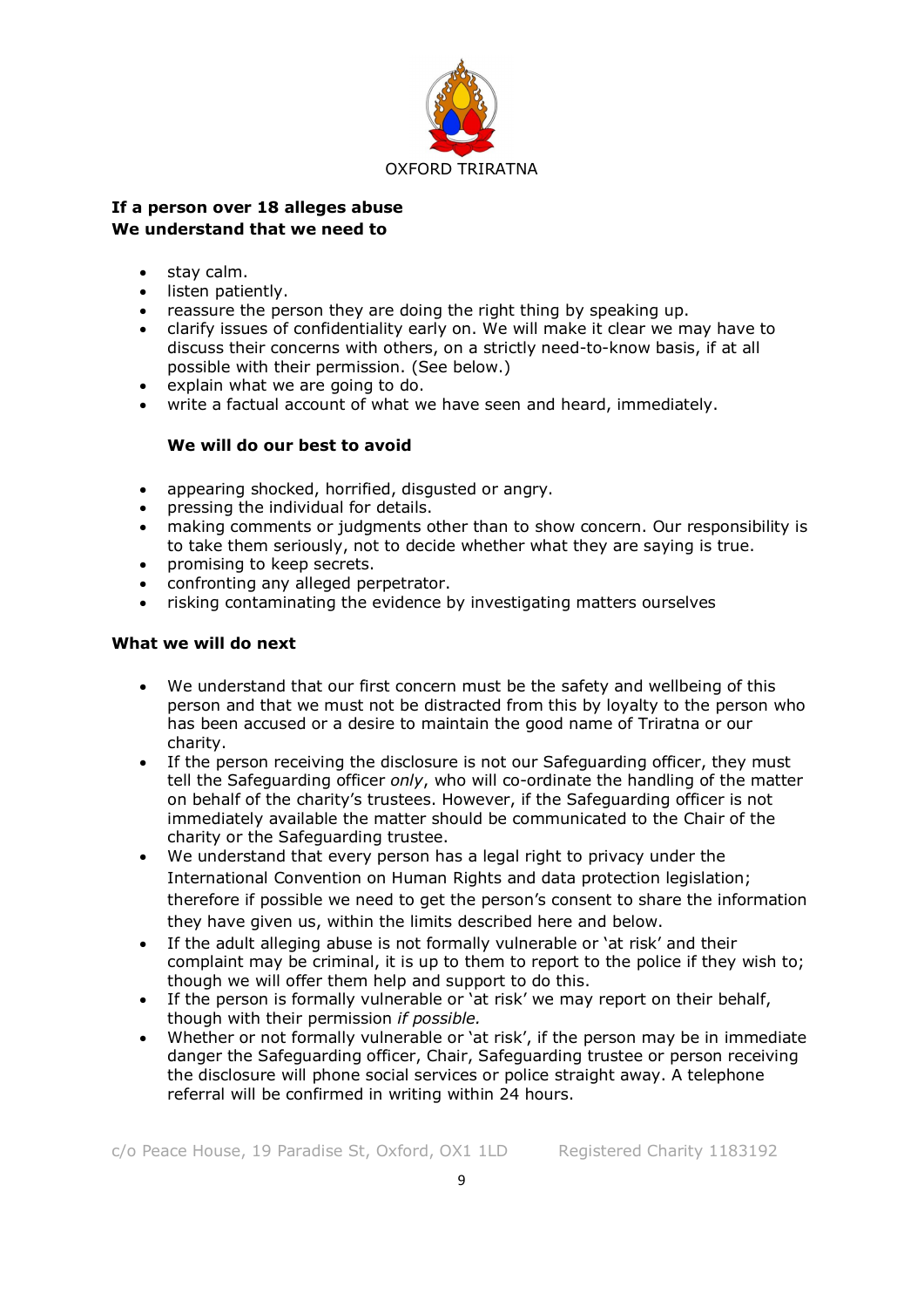**If a person over 18 alleges abuse**
**We understand that we need to**

- stay calm.
- listen patiently.
- reassure the person they are doing the right thing by speaking up.
- clarify issues of confidentiality early on. We will make it clear we may have to discuss their concerns with others, on a strictly need-to-know basis, if at all possible with their permission. (See below.)
- explain what we are going to do.
- write a factual account of what we have seen and heard, immediately.

**We will do our best to avoid**

- appearing shocked, horrified, disgusted or angry.
- pressing the individual for details.
- making comments or judgments other than to show concern. Our responsibility is to take them seriously, not to decide whether what they are saying is true.
- promising to keep secrets.
- confronting any alleged perpetrator.
- risking contaminating the evidence by investigating matters ourselves

**What we will do next**

- We understand that our first concern must be the safety and wellbeing of this person and that we must not be distracted from this by loyalty to the person who has been accused or a desire to maintain the good name of Triratna or our charity.
- If the person receiving the disclosure is not our Safeguarding officer, they must tell the Safeguarding officer *only*, who will co-ordinate the handling of the matter on behalf of the charity's trustees. However, if the Safeguarding officer is not immediately available the matter should be communicated to the Chair of the charity or the Safeguarding trustee.
- We understand that every person has a legal right to privacy under the International Convention on Human Rights and data protection legislation; therefore if possible we need to get the person's consent to share the information they have given us, within the limits described here and below.
- If the adult alleging abuse is not formally vulnerable or 'at risk' and their complaint may be criminal, it is up to them to report to the police if they wish to; though we will offer them help and support to do this.
- If the person is formally vulnerable or 'at risk' we may report on their behalf, though with their permission *if possible.*
- Whether or not formally vulnerable or 'at risk', if the person may be in immediate danger the Safeguarding officer, Chair, Safeguarding trustee or person receiving the disclosure will phone social services or police straight away. A telephone referral will be confirmed in writing within 24 hours.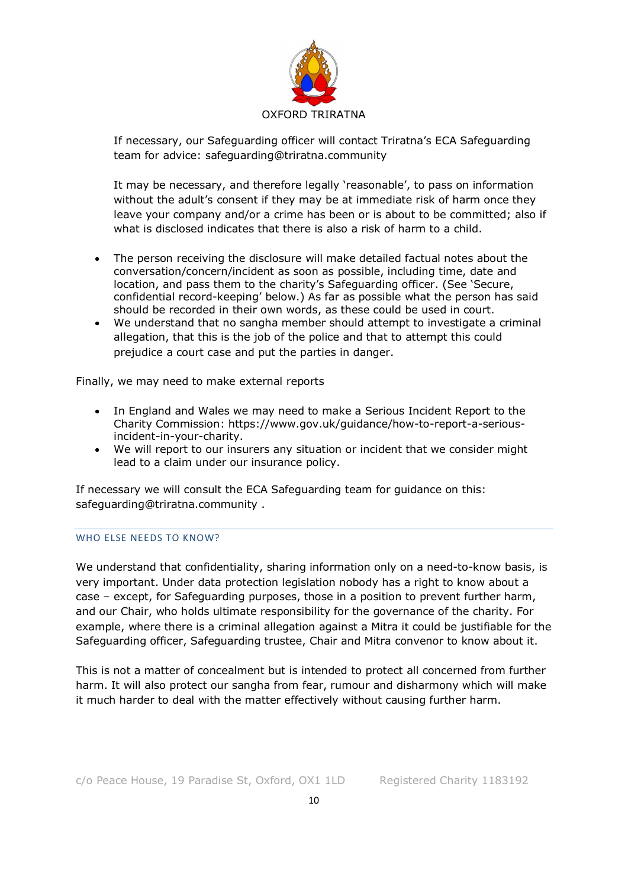If necessary, our Safeguarding officer will contact Triratna's ECA Safeguarding team for advice: safeguarding@triratna.community

It may be necessary, and therefore legally 'reasonable', to pass on information without the adult's consent if they may be at immediate risk of harm once they leave your company and/or a crime has been or is about to be committed; also if what is disclosed indicates that there is also a risk of harm to a child.

- The person receiving the disclosure will make detailed factual notes about the conversation/concern/incident as soon as possible, including time, date and location, and pass them to the charity's Safeguarding officer. (See 'Secure, confidential record-keeping' below.) As far as possible what the person has said should be recorded in their own words, as these could be used in court.
- We understand that no sangha member should attempt to investigate a criminal allegation, that this is the job of the police and that to attempt this could prejudice a court case and put the parties in danger.

Finally, we may need to make external reports

- In England and Wales we may need to make a Serious Incident Report to the Charity Commission: https://www.gov.uk/guidance/how-to-report-a-serious-incident-in-your-charity.
- We will report to our insurers any situation or incident that we consider might lead to a claim under our insurance policy.

If necessary we will consult the ECA Safeguarding team for guidance on this: safeguarding@triratna.community .

## WHO ELSE NEEDS TO KNOW?

We understand that confidentiality, sharing information only on a need-to-know basis, is very important. Under data protection legislation nobody has a right to know about a case – except, for Safeguarding purposes, those in a position to prevent further harm, and our Chair, who holds ultimate responsibility for the governance of the charity. For example, where there is a criminal allegation against a Mitra it could be justifiable for the Safeguarding officer, Safeguarding trustee, Chair and Mitra convenor to know about it.

This is not a matter of concealment but is intended to protect all concerned from further harm. It will also protect our sangha from fear, rumour and disharmony which will make it much harder to deal with the matter effectively without causing further harm.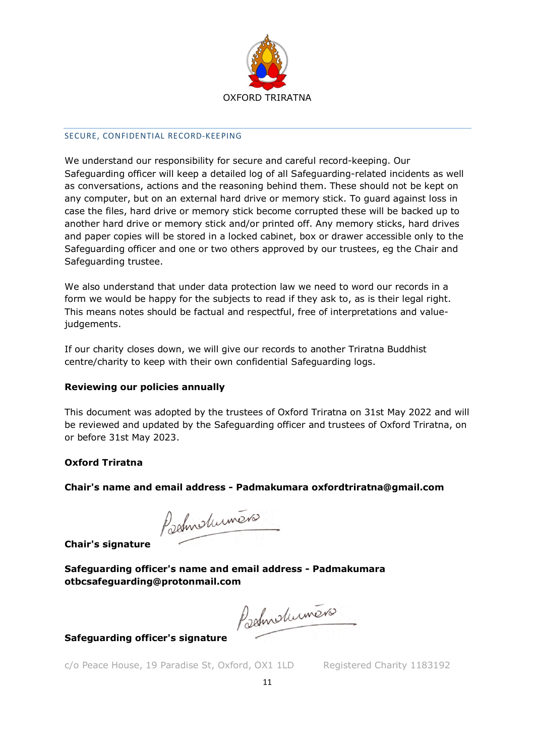## SECURE, CONFIDENTIAL RECORD-KEEPING

We understand our responsibility for secure and careful record-keeping. Our Safeguarding officer will keep a detailed log of all Safeguarding-related incidents as well as conversations, actions and the reasoning behind them. These should not be kept on any computer, but on an external hard drive or memory stick. To guard against loss in case the files, hard drive or memory stick become corrupted these will be backed up to another hard drive or memory stick and/or printed off. Any memory sticks, hard drives and paper copies will be stored in a locked cabinet, box or drawer accessible only to the Safeguarding officer and one or two others approved by our trustees, eg the Chair and Safeguarding trustee.

We also understand that under data protection law we need to word our records in a form we would be happy for the subjects to read if they ask to, as is their legal right. This means notes should be factual and respectful, free of interpretations and value-judgements.

If our charity closes down, we will give our records to another Triratna Buddhist centre/charity to keep with their own confidential Safeguarding logs.

**Reviewing our policies annually**

This document was adopted by the trustees of Oxford Triratna on 31st May 2022 and will be reviewed and updated by the Safeguarding officer and trustees of Oxford Triratna, on or before 31st May 2023.

**Oxford Triratna**

**Chair's name and email address - Padmakumara oxfordtriratna@gmail.com**

**Chair's signature** Padmakumara

**Safeguarding officer's name and email address - Padmakumara otbcsafeguarding@protonmail.com**

**Safeguarding officer's signature** Padmakumara

c/o Peace House, 19 Paradise St, Oxford, OX1 1LD Registered Charity 1183192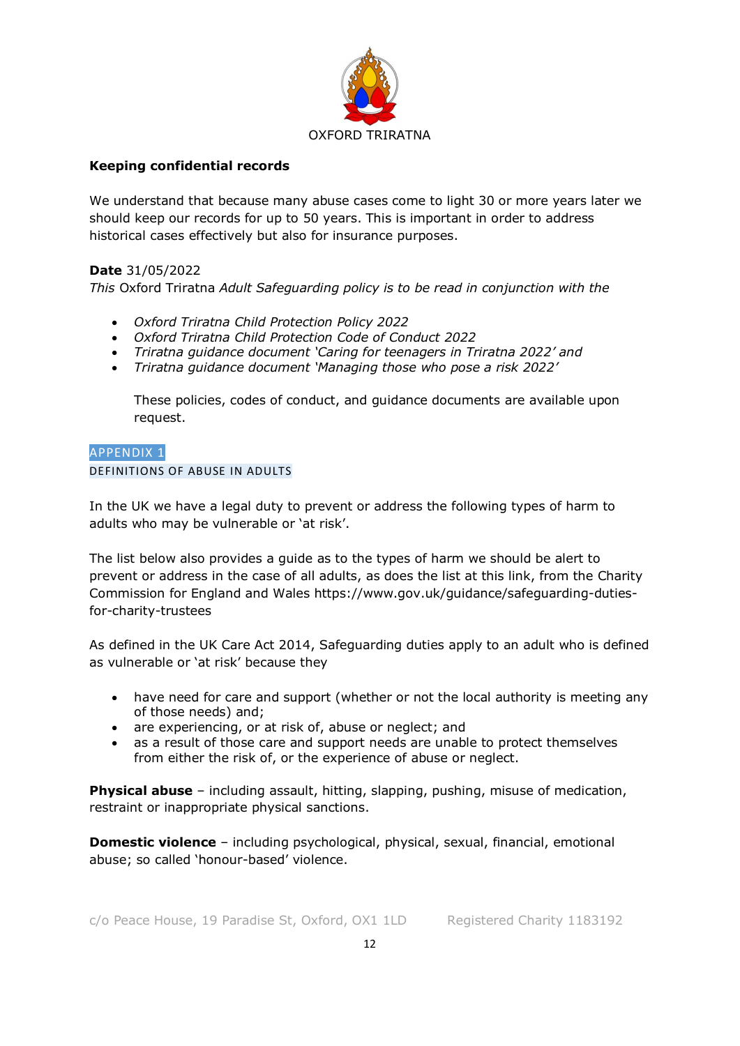OXFORD TRIRATNA

**Keeping confidential records**

We understand that because many abuse cases come to light 30 or more years later we should keep our records for up to 50 years. This is important in order to address historical cases effectively but also for insurance purposes.

**Date** 31/05/2022
*This* Oxford Triratna *Adult Safeguarding policy is to be read in conjunction with the*

- *Oxford Triratna Child Protection Policy 2022*
- *Oxford Triratna Child Protection Code of Conduct 2022*
- *Triratna guidance document 'Caring for teenagers in Triratna 2022' and*
- *Triratna guidance document 'Managing those who pose a risk 2022'*

These policies, codes of conduct, and guidance documents are available upon request.

## APPENDIX 1

### DEFINITIONS OF ABUSE IN ADULTS

In the UK we have a legal duty to prevent or address the following types of harm to adults who may be vulnerable or 'at risk'.

The list below also provides a guide as to the types of harm we should be alert to prevent or address in the case of all adults, as does the list at this link, from the Charity Commission for England and Wales https://www.gov.uk/guidance/safeguarding-duties-for-charity-trustees

As defined in the UK Care Act 2014, Safeguarding duties apply to an adult who is defined as vulnerable or 'at risk' because they

- have need for care and support (whether or not the local authority is meeting any of those needs) and;
- are experiencing, or at risk of, abuse or neglect; and
- as a result of those care and support needs are unable to protect themselves from either the risk of, or the experience of abuse or neglect.

**Physical abuse** – including assault, hitting, slapping, pushing, misuse of medication, restraint or inappropriate physical sanctions.

**Domestic violence** – including psychological, physical, sexual, financial, emotional abuse; so called 'honour-based' violence.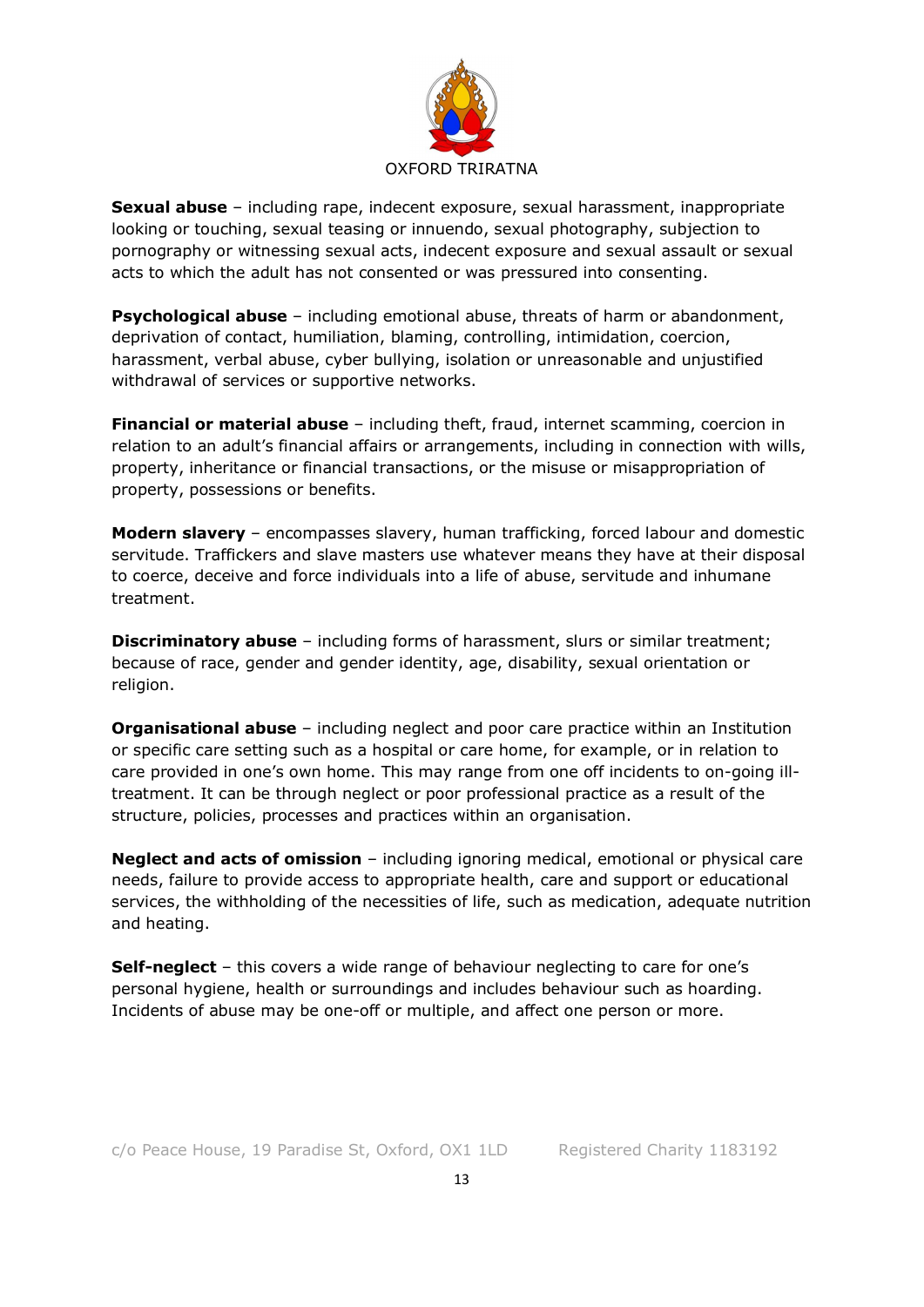**Sexual abuse** – including rape, indecent exposure, sexual harassment, inappropriate looking or touching, sexual teasing or innuendo, sexual photography, subjection to pornography or witnessing sexual acts, indecent exposure and sexual assault or sexual acts to which the adult has not consented or was pressured into consenting.

**Psychological abuse** – including emotional abuse, threats of harm or abandonment, deprivation of contact, humiliation, blaming, controlling, intimidation, coercion, harassment, verbal abuse, cyber bullying, isolation or unreasonable and unjustified withdrawal of services or supportive networks.

**Financial or material abuse** – including theft, fraud, internet scamming, coercion in relation to an adult's financial affairs or arrangements, including in connection with wills, property, inheritance or financial transactions, or the misuse or misappropriation of property, possessions or benefits.

**Modern slavery** – encompasses slavery, human trafficking, forced labour and domestic servitude. Traffickers and slave masters use whatever means they have at their disposal to coerce, deceive and force individuals into a life of abuse, servitude and inhumane treatment.

**Discriminatory abuse** – including forms of harassment, slurs or similar treatment; because of race, gender and gender identity, age, disability, sexual orientation or religion.

**Organisational abuse** – including neglect and poor care practice within an Institution or specific care setting such as a hospital or care home, for example, or in relation to care provided in one's own home. This may range from one off incidents to on-going ill-treatment. It can be through neglect or poor professional practice as a result of the structure, policies, processes and practices within an organisation.

**Neglect and acts of omission** – including ignoring medical, emotional or physical care needs, failure to provide access to appropriate health, care and support or educational services, the withholding of the necessities of life, such as medication, adequate nutrition and heating.

**Self-neglect** – this covers a wide range of behaviour neglecting to care for one's personal hygiene, health or surroundings and includes behaviour such as hoarding. Incidents of abuse may be one-off or multiple, and affect one person or more.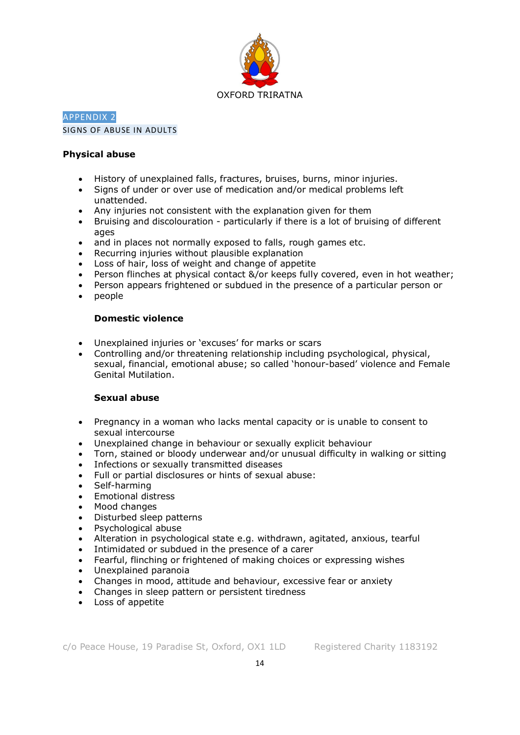OXFORD TRIRATNA

## APPENDIX 2

### SIGNS OF ABUSE IN ADULTS

**Physical abuse**

- History of unexplained falls, fractures, bruises, burns, minor injuries.
- Signs of under or over use of medication and/or medical problems left unattended.
- Any injuries not consistent with the explanation given for them
- Bruising and discolouration - particularly if there is a lot of bruising of different ages
- and in places not normally exposed to falls, rough games etc.
- Recurring injuries without plausible explanation
- Loss of hair, loss of weight and change of appetite
- Person flinches at physical contact &/or keeps fully covered, even in hot weather;
- Person appears frightened or subdued in the presence of a particular person or
- people

**Domestic violence**

- Unexplained injuries or 'excuses' for marks or scars
- Controlling and/or threatening relationship including psychological, physical, sexual, financial, emotional abuse; so called 'honour-based' violence and Female Genital Mutilation.

**Sexual abuse**

- Pregnancy in a woman who lacks mental capacity or is unable to consent to sexual intercourse
- Unexplained change in behaviour or sexually explicit behaviour
- Torn, stained or bloody underwear and/or unusual difficulty in walking or sitting
- Infections or sexually transmitted diseases
- Full or partial disclosures or hints of sexual abuse:
- Self-harming
- Emotional distress
- Mood changes
- Disturbed sleep patterns
- Psychological abuse
- Alteration in psychological state e.g. withdrawn, agitated, anxious, tearful
- Intimidated or subdued in the presence of a carer
- Fearful, flinching or frightened of making choices or expressing wishes
- Unexplained paranoia
- Changes in mood, attitude and behaviour, excessive fear or anxiety
- Changes in sleep pattern or persistent tiredness
- Loss of appetite

c/o Peace House, 19 Paradise St, Oxford, OX1 1LD Registered Charity 1183192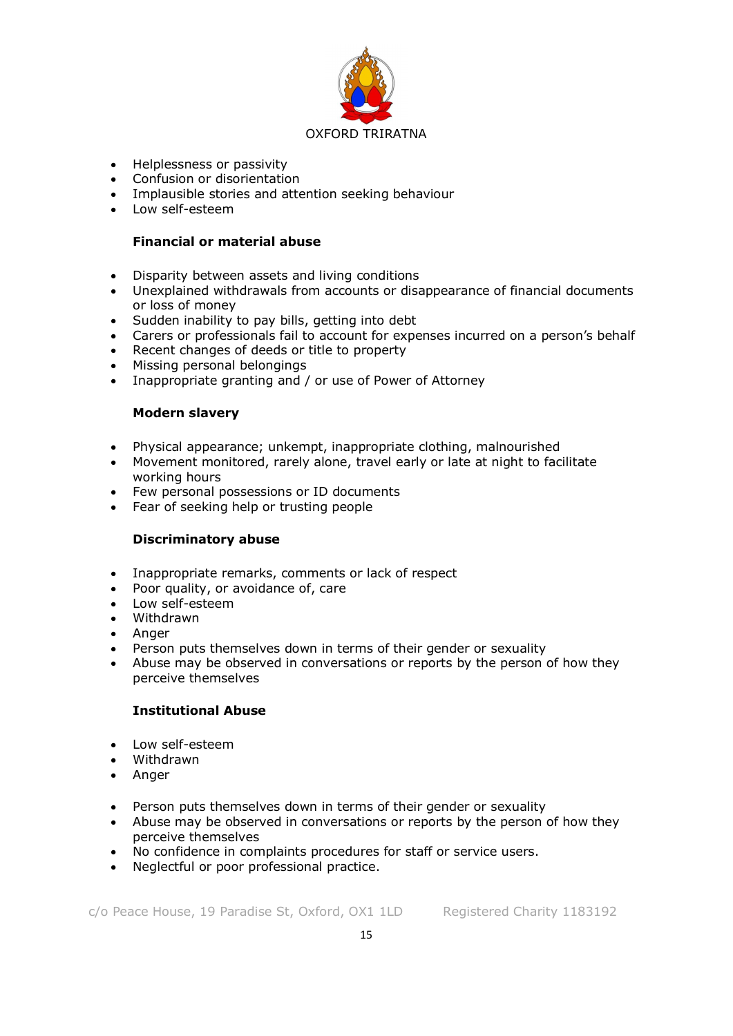- Helplessness or passivity
- Confusion or disorientation
- Implausible stories and attention seeking behaviour
- Low self-esteem

**Financial or material abuse**

- Disparity between assets and living conditions
- Unexplained withdrawals from accounts or disappearance of financial documents or loss of money
- Sudden inability to pay bills, getting into debt
- Carers or professionals fail to account for expenses incurred on a person's behalf
- Recent changes of deeds or title to property
- Missing personal belongings
- Inappropriate granting and / or use of Power of Attorney

**Modern slavery**

- Physical appearance; unkempt, inappropriate clothing, malnourished
- Movement monitored, rarely alone, travel early or late at night to facilitate working hours
- Few personal possessions or ID documents
- Fear of seeking help or trusting people

**Discriminatory abuse**

- Inappropriate remarks, comments or lack of respect
- Poor quality, or avoidance of, care
- Low self-esteem
- Withdrawn
- Anger
- Person puts themselves down in terms of their gender or sexuality
- Abuse may be observed in conversations or reports by the person of how they perceive themselves

**Institutional Abuse**

- Low self-esteem
- Withdrawn
- Anger

- Person puts themselves down in terms of their gender or sexuality
- Abuse may be observed in conversations or reports by the person of how they perceive themselves
- No confidence in complaints procedures for staff or service users.
- Neglectful or poor professional practice.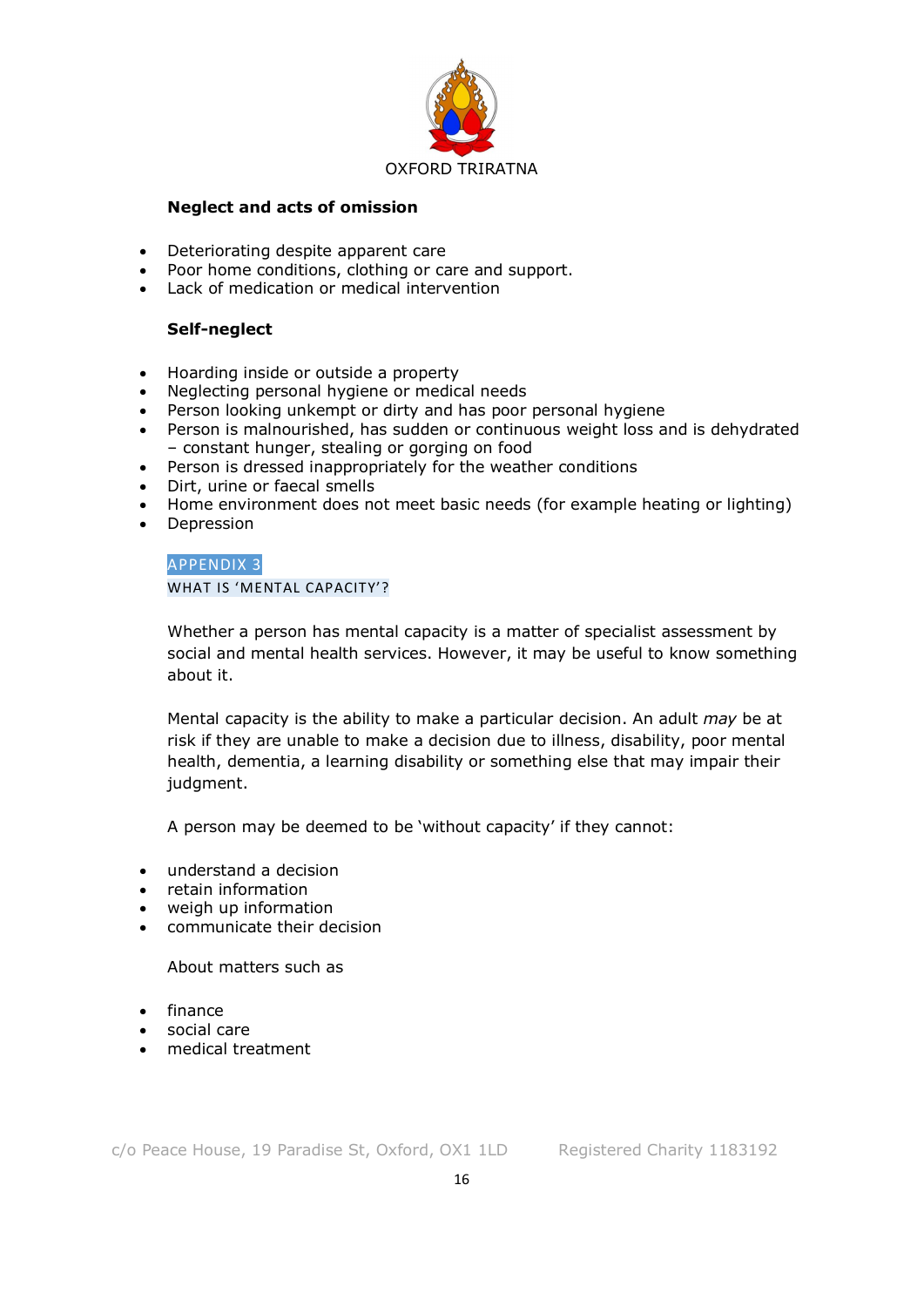**Neglect and acts of omission**

- Deteriorating despite apparent care
- Poor home conditions, clothing or care and support.
- Lack of medication or medical intervention

**Self-neglect**

- Hoarding inside or outside a property
- Neglecting personal hygiene or medical needs
- Person looking unkempt or dirty and has poor personal hygiene
- Person is malnourished, has sudden or continuous weight loss and is dehydrated – constant hunger, stealing or gorging on food
- Person is dressed inappropriately for the weather conditions
- Dirt, urine or faecal smells
- Home environment does not meet basic needs (for example heating or lighting)
- Depression

## APPENDIX 3

### WHAT IS 'MENTAL CAPACITY'?

Whether a person has mental capacity is a matter of specialist assessment by social and mental health services. However, it may be useful to know something about it.

Mental capacity is the ability to make a particular decision. An adult *may* be at risk if they are unable to make a decision due to illness, disability, poor mental health, dementia, a learning disability or something else that may impair their judgment.

A person may be deemed to be 'without capacity' if they cannot:

- understand a decision
- retain information
- weigh up information
- communicate their decision

About matters such as

- finance
- social care
- medical treatment